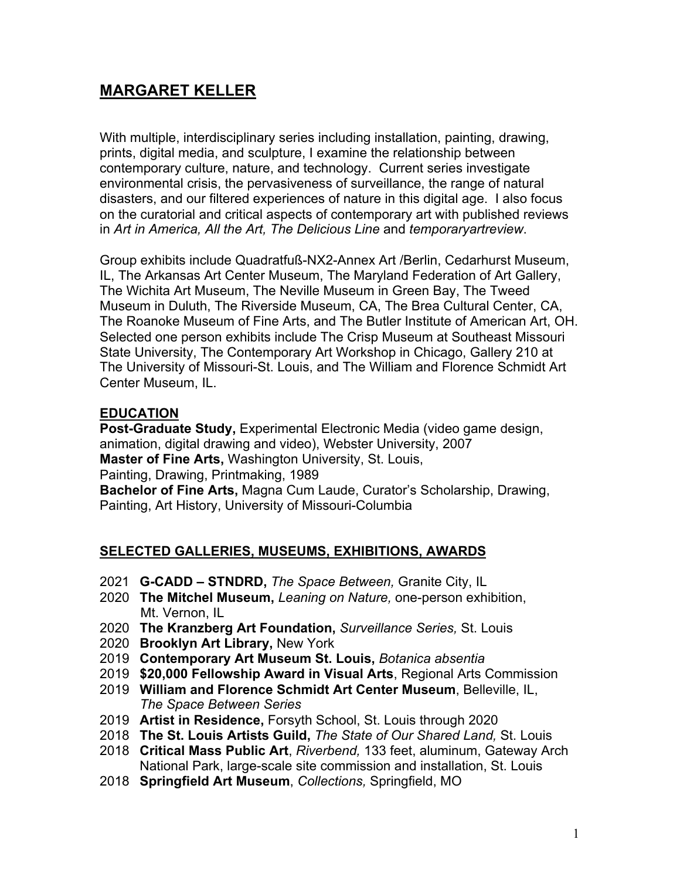# MARGARET KELLER

With multiple, interdisciplinary series including installation, painting, drawing, prints, digital media, and sculpture, I examine the relationship between contemporary culture, nature, and technology. Current series investigate environmental crisis, the pervasiveness of surveillance, the range of natural disasters, and our filtered experiences of nature in this digital age. I also focus on the curatorial and critical aspects of contemporary art with published reviews in *Art in America, All the Art, The Delicious Line* and *temporaryartreview*.

Group exhibits include Quadratfuß-NX2-Annex Art /Berlin, Cedarhurst Museum, IL, The Arkansas Art Center Museum, The Maryland Federation of Art Gallery, The Wichita Art Museum, The Neville Museum in Green Bay, The Tweed Museum in Duluth, The Riverside Museum, CA, The Brea Cultural Center, CA, The Roanoke Museum of Fine Arts, and The Butler Institute of American Art, OH. Selected one person exhibits include The Crisp Museum at Southeast Missouri State University, The Contemporary Art Workshop in Chicago, Gallery 210 at The University of Missouri-St. Louis, and The William and Florence Schmidt Art Center Museum, IL.

## EDUCATION

**Post-Graduate Study,** Experimental Electronic Media (video game design, animation, digital drawing and video), Webster University, 2007
**Master of Fine Arts,** Washington University, St. Louis,
Painting, Drawing, Printmaking, 1989
**Bachelor of Fine Arts,** Magna Cum Laude, Curator's Scholarship, Drawing, Painting, Art History, University of Missouri-Columbia

## SELECTED GALLERIES, MUSEUMS, EXHIBITIONS, AWARDS

- 2021 **G-CADD – STNDRD,** *The Space Between,* Granite City, IL
- 2020 **The Mitchel Museum,** *Leaning on Nature,* one-person exhibition, Mt. Vernon, IL
- 2020 **The Kranzberg Art Foundation,** *Surveillance Series,* St. Louis
- 2020 **Brooklyn Art Library,** New York
- 2019 **Contemporary Art Museum St. Louis,** *Botanica absentia*
- 2019 **$20,000 Fellowship Award in Visual Arts**, Regional Arts Commission
- 2019 **William and Florence Schmidt Art Center Museum**, Belleville, IL, *The Space Between Series*
- 2019 **Artist in Residence,** Forsyth School, St. Louis through 2020
- 2018 **The St. Louis Artists Guild,** *The State of Our Shared Land,* St. Louis
- 2018 **Critical Mass Public Art**, *Riverbend,* 133 feet, aluminum, Gateway Arch National Park, large-scale site commission and installation, St. Louis
- 2018 **Springfield Art Museum**, *Collections,* Springfield, MO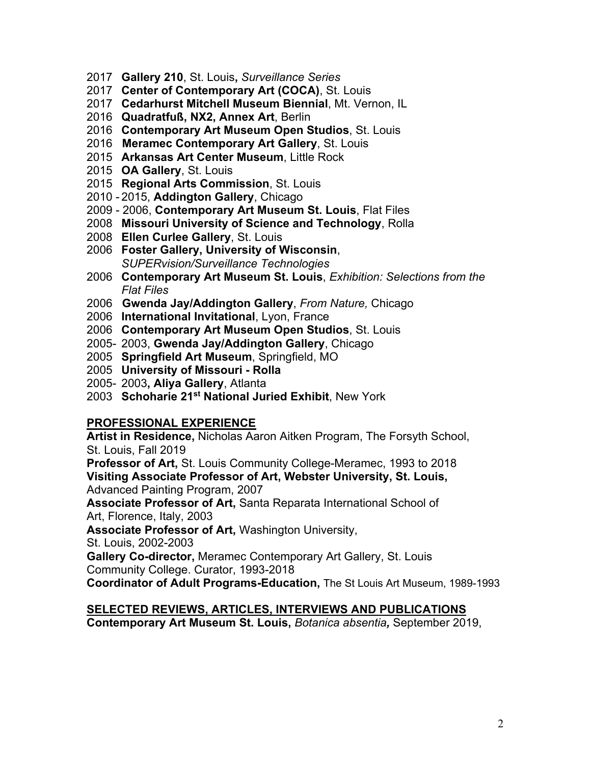2017 **Gallery 210**, St. Louis**,** *Surveillance Series*  
2017 **Center of Contemporary Art (COCA)**, St. Louis  
2017 **Cedarhurst Mitchell Museum Biennial**, Mt. Vernon, IL  
2016 **Quadratfuß, NX2, Annex Art**, Berlin  
2016 **Contemporary Art Museum Open Studios**, St. Louis  
2016 **Meramec Contemporary Art Gallery**, St. Louis  
2015 **Arkansas Art Center Museum**, Little Rock  
2015 **OA Gallery**, St. Louis  
2015 **Regional Arts Commission**, St. Louis  
2010 - 2015, **Addington Gallery**, Chicago  
2009 - 2006, **Contemporary Art Museum St. Louis**, Flat Files  
2008 **Missouri University of Science and Technology**, Rolla  
2008 **Ellen Curlee Gallery**, St. Louis  
2006 **Foster Gallery, University of Wisconsin**, *SUPERvision/Surveillance Technologies*  
2006 **Contemporary Art Museum St. Louis**, *Exhibition: Selections from the Flat Files*  
2006 **Gwenda Jay/Addington Gallery**, *From Nature,* Chicago  
2006 **International Invitational**, Lyon, France  
2006 **Contemporary Art Museum Open Studios**, St. Louis  
2005- 2003, **Gwenda Jay/Addington Gallery**, Chicago  
2005 **Springfield Art Museum**, Springfield, MO  
2005 **University of Missouri - Rolla**  
2005- 2003**, Aliya Gallery**, Atlanta  
2003 **Schoharie 21st National Juried Exhibit**, New York

## PROFESSIONAL EXPERIENCE

**Artist in Residence,** Nicholas Aaron Aitken Program, The Forsyth School, St. Louis, Fall 2019  
**Professor of Art,** St. Louis Community College-Meramec, 1993 to 2018  
**Visiting Associate Professor of Art, Webster University, St. Louis,** Advanced Painting Program, 2007  
**Associate Professor of Art,** Santa Reparata International School of Art, Florence, Italy, 2003  
**Associate Professor of Art,** Washington University, St. Louis, 2002-2003  
**Gallery Co-director,** Meramec Contemporary Art Gallery, St. Louis Community College. Curator, 1993-2018  
**Coordinator of Adult Programs-Education,** The St Louis Art Museum, 1989-1993

## SELECTED REVIEWS, ARTICLES, INTERVIEWS AND PUBLICATIONS

**Contemporary Art Museum St. Louis,** *Botanica absentia,* September 2019,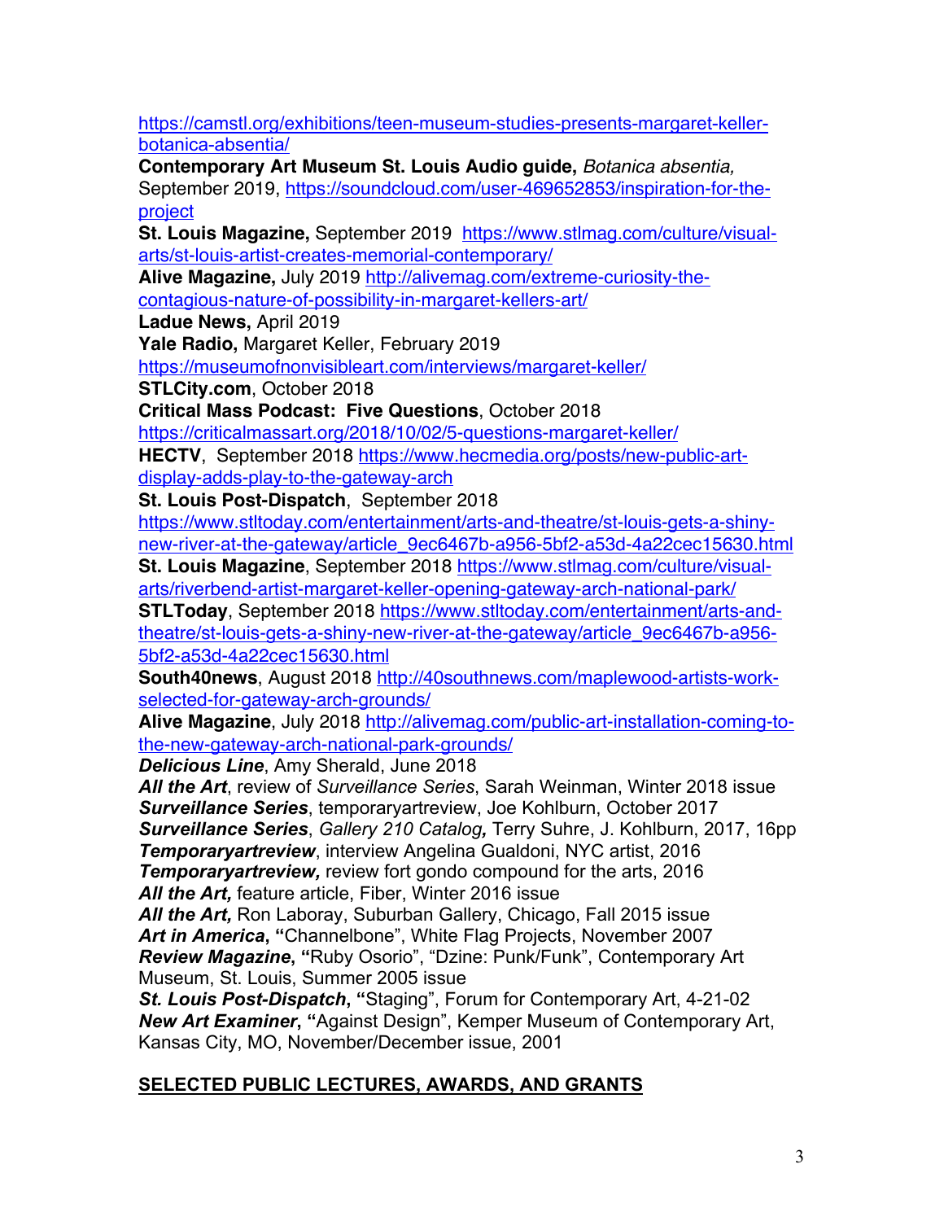https://camstl.org/exhibitions/teen-museum-studies-presents-margaret-keller-botanica-absentia/

**Contemporary Art Museum St. Louis Audio guide,** *Botanica absentia,* September 2019, https://soundcloud.com/user-469652853/inspiration-for-the-project

**St. Louis Magazine,** September 2019 https://www.stlmag.com/culture/visual-arts/st-louis-artist-creates-memorial-contemporary/

**Alive Magazine,** July 2019 http://alivemag.com/extreme-curiosity-the-contagious-nature-of-possibility-in-margaret-kellers-art/

**Ladue News,** April 2019

**Yale Radio,** Margaret Keller, February 2019 https://museumofnonvisibleart.com/interviews/margaret-keller/

**STLCity.com**, October 2018

**Critical Mass Podcast: Five Questions**, October 2018 https://criticalmassart.org/2018/10/02/5-questions-margaret-keller/

**HECTV**, September 2018 https://www.hecmedia.org/posts/new-public-art-display-adds-play-to-the-gateway-arch

**St. Louis Post-Dispatch**, September 2018 https://www.stltoday.com/entertainment/arts-and-theatre/st-louis-gets-a-shiny-new-river-at-the-gateway/article_9ec6467b-a956-5bf2-a53d-4a22cec15630.html

**St. Louis Magazine**, September 2018 https://www.stlmag.com/culture/visual-arts/riverbend-artist-margaret-keller-opening-gateway-arch-national-park/

**STLToday**, September 2018 https://www.stltoday.com/entertainment/arts-and-theatre/st-louis-gets-a-shiny-new-river-at-the-gateway/article_9ec6467b-a956-5bf2-a53d-4a22cec15630.html

**South40news**, August 2018 http://40southnews.com/maplewood-artists-work-selected-for-gateway-arch-grounds/

**Alive Magazine**, July 2018 http://alivemag.com/public-art-installation-coming-to-the-new-gateway-arch-national-park-grounds/

***Delicious Line***, Amy Sherald, June 2018

***All the Art***, review of *Surveillance Series*, Sarah Weinman, Winter 2018 issue

***Surveillance Series***, temporaryartreview, Joe Kohlburn, October 2017

***Surveillance Series***, *Gallery 210 Catalog,* Terry Suhre, J. Kohlburn, 2017, 16pp

***Temporaryartreview***, interview Angelina Gualdoni, NYC artist, 2016

***Temporaryartreview,*** review fort gondo compound for the arts, 2016

***All the Art,*** feature article, Fiber, Winter 2016 issue

***All the Art,*** Ron Laboray, Suburban Gallery, Chicago, Fall 2015 issue

***Art in America*, "**Channelbone", White Flag Projects, November 2007

***Review Magazine*, "**Ruby Osorio", "Dzine: Punk/Funk", Contemporary Art Museum, St. Louis, Summer 2005 issue

***St. Louis Post-Dispatch*, "**Staging", Forum for Contemporary Art, 4-21-02

***New Art Examiner*, "**Against Design", Kemper Museum of Contemporary Art, Kansas City, MO, November/December issue, 2001

## SELECTED PUBLIC LECTURES, AWARDS, AND GRANTS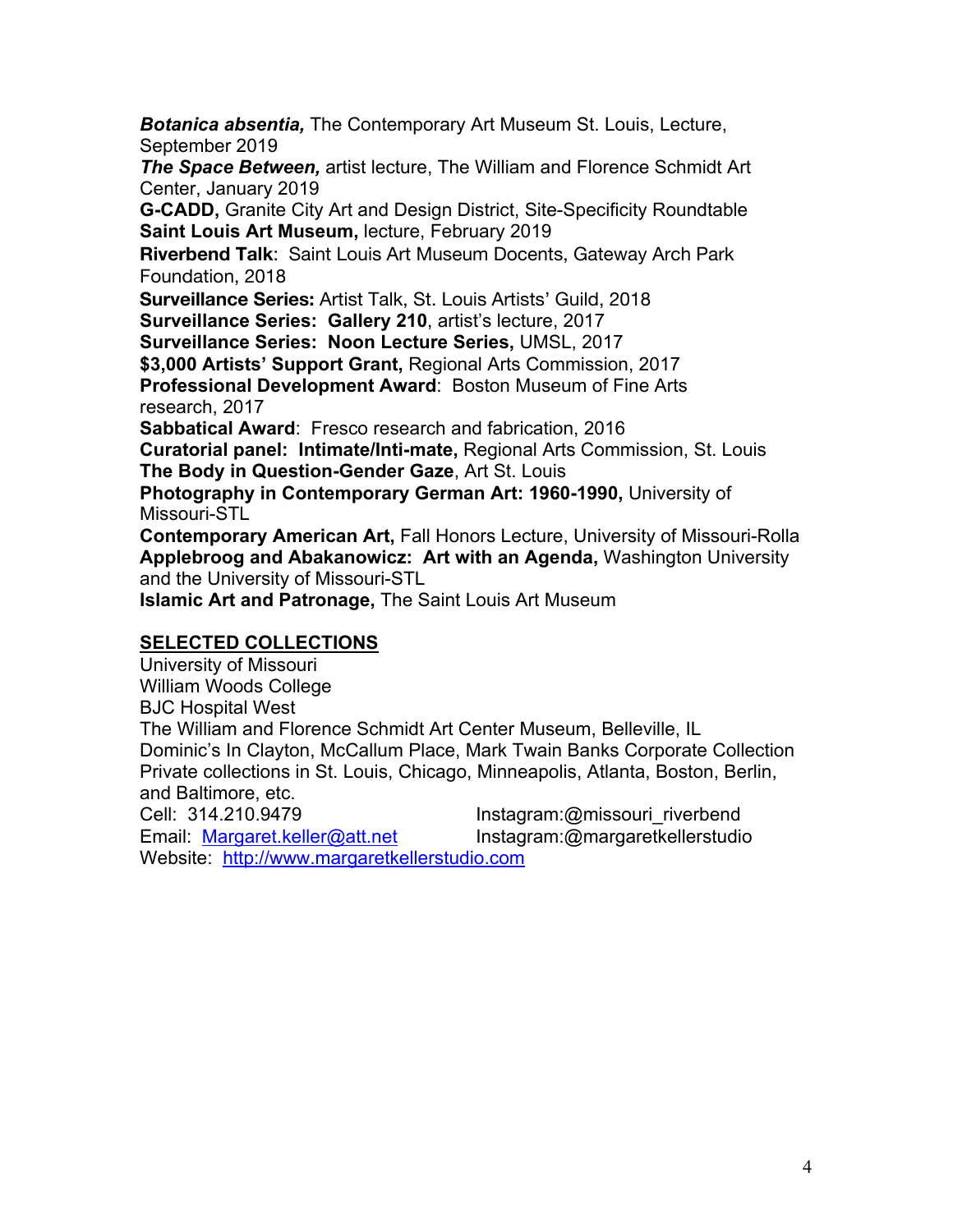***Botanica absentia,*** The Contemporary Art Museum St. Louis, Lecture, September 2019

***The Space Between,*** artist lecture, The William and Florence Schmidt Art Center, January 2019

**G-CADD,** Granite City Art and Design District, Site-Specificity Roundtable

**Saint Louis Art Museum,** lecture, February 2019

**Riverbend Talk**: Saint Louis Art Museum Docents, Gateway Arch Park Foundation, 2018

**Surveillance Series:** Artist Talk, St. Louis Artists' Guild, 2018

**Surveillance Series: Gallery 210**, artist's lecture, 2017

**Surveillance Series: Noon Lecture Series,** UMSL, 2017

**$3,000 Artists' Support Grant,** Regional Arts Commission, 2017

**Professional Development Award**: Boston Museum of Fine Arts research, 2017

**Sabbatical Award**: Fresco research and fabrication, 2016

**Curatorial panel: Intimate/Inti-mate,** Regional Arts Commission, St. Louis

**The Body in Question-Gender Gaze**, Art St. Louis

**Photography in Contemporary German Art: 1960-1990,** University of Missouri-STL

**Contemporary American Art,** Fall Honors Lecture, University of Missouri-Rolla

**Applebroog and Abakanowicz: Art with an Agenda,** Washington University and the University of Missouri-STL

**Islamic Art and Patronage,** The Saint Louis Art Museum

## SELECTED COLLECTIONS

University of Missouri
William Woods College
BJC Hospital West
The William and Florence Schmidt Art Center Museum, Belleville, IL
Dominic's In Clayton, McCallum Place, Mark Twain Banks Corporate Collection
Private collections in St. Louis, Chicago, Minneapolis, Atlanta, Boston, Berlin, and Baltimore, etc.

Cell: 314.210.9479
Email: [Margaret.keller@att.net](mailto:Margaret.keller@att.net)
Website: [http://www.margaretkellerstudio.com](http://www.margaretkellerstudio.com)

Instagram:@missouri_riverbend
Instagram:@margaretkellerstudio